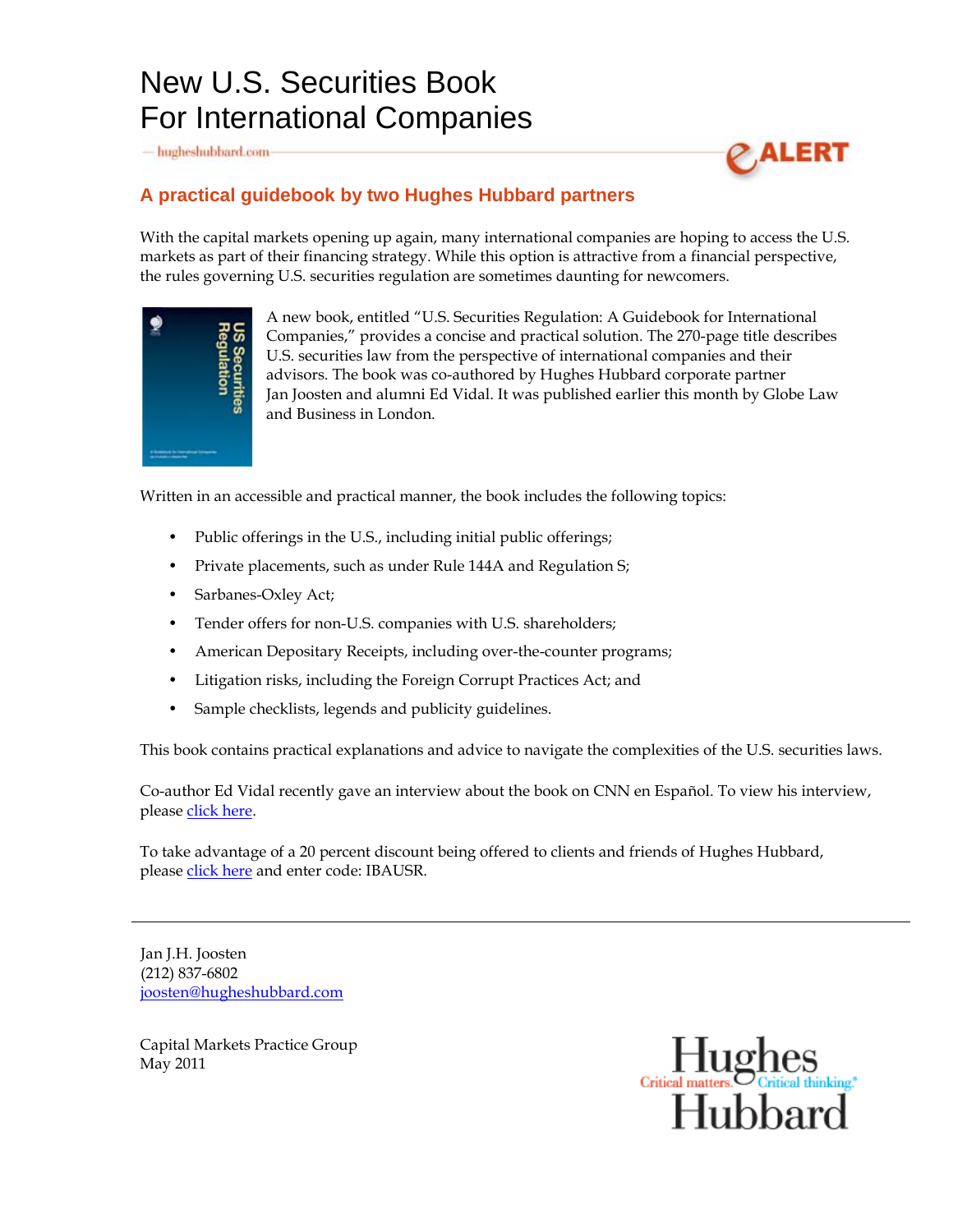# New U.S. Securities Book For International Companies

hugheshubbard.com

eALERT

## A practical guidebook by two Hughes Hubbard partners

With the capital markets opening up again, many international companies are hoping to access the U.S. markets as part of their financing strategy. While this option is attractive from a financial perspective, the rules governing U.S. securities regulation are sometimes daunting for newcomers.

A new book, entitled "U.S. Securities Regulation: A Guidebook for International Companies," provides a concise and practical solution. The 270-page title describes U.S. securities law from the perspective of international companies and their advisors. The book was co-authored by Hughes Hubbard corporate partner Jan Joosten and alumni Ed Vidal. It was published earlier this month by Globe Law and Business in London.

Written in an accessible and practical manner, the book includes the following topics:

- Public offerings in the U.S., including initial public offerings;
- Private placements, such as under Rule 144A and Regulation S;
- Sarbanes-Oxley Act;
- Tender offers for non-U.S. companies with U.S. shareholders;
- American Depositary Receipts, including over-the-counter programs;
- Litigation risks, including the Foreign Corrupt Practices Act; and
- Sample checklists, legends and publicity guidelines.

This book contains practical explanations and advice to navigate the complexities of the U.S. securities laws.

Co-author Ed Vidal recently gave an interview about the book on CNN en Español. To view his interview, please click here.

To take advantage of a 20 percent discount being offered to clients and friends of Hughes Hubbard, please click here and enter code: IBAUSR.

---

Jan J.H. Joosten
(212) 837-6802
joosten@hugheshubbard.com

Capital Markets Practice Group
May 2011

Hughes Hubbard
Critical matters. Critical thinking.®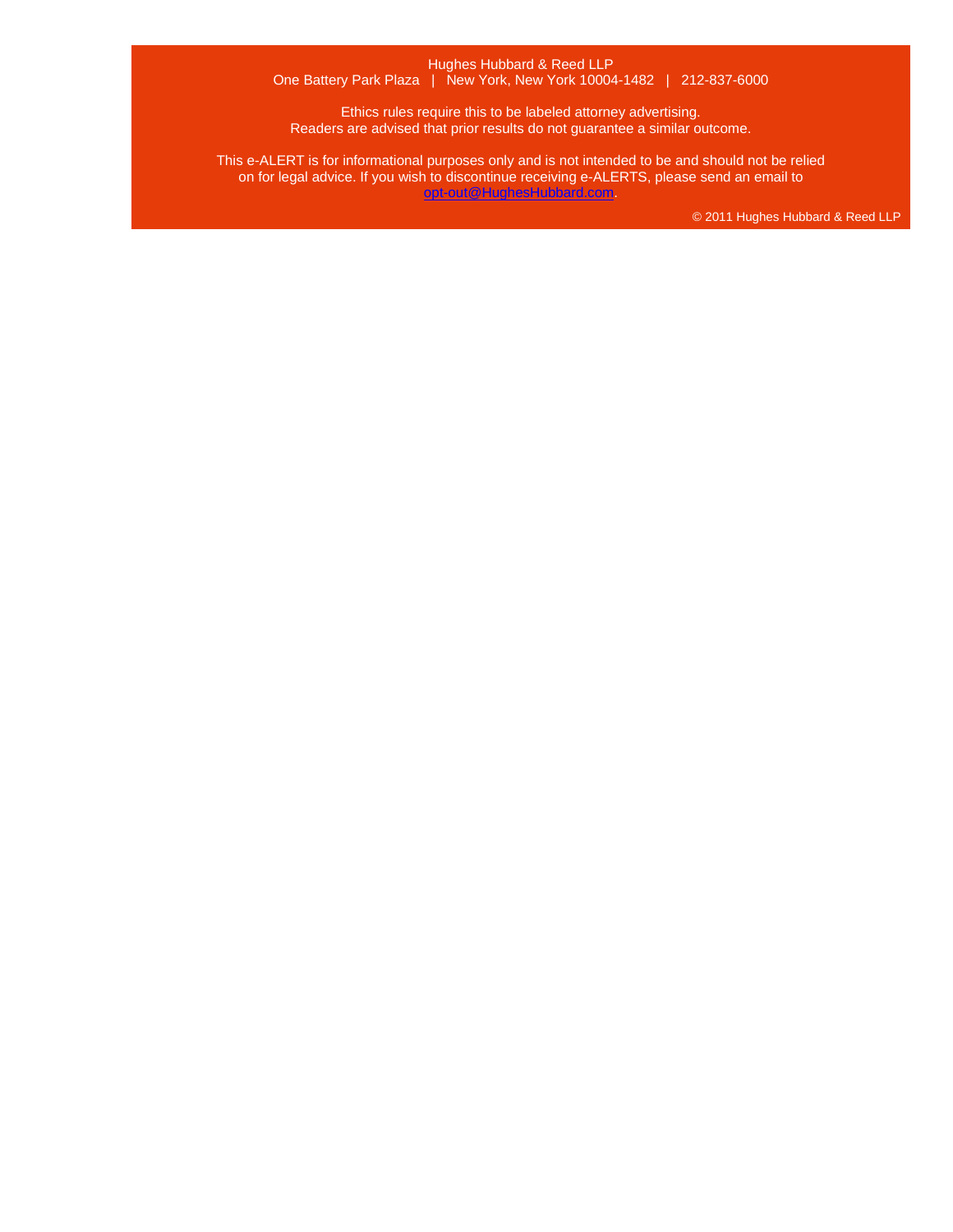Hughes Hubbard & Reed LLP
One Battery Park Plaza | New York, New York 10004-1482 | 212-837-6000

Ethics rules require this to be labeled attorney advertising.
Readers are advised that prior results do not guarantee a similar outcome.

This e-ALERT is for informational purposes only and is not intended to be and should not be relied on for legal advice. If you wish to discontinue receiving e-ALERTS, please send an email to opt-out@HughesHubbard.com.

© 2011 Hughes Hubbard & Reed LLP